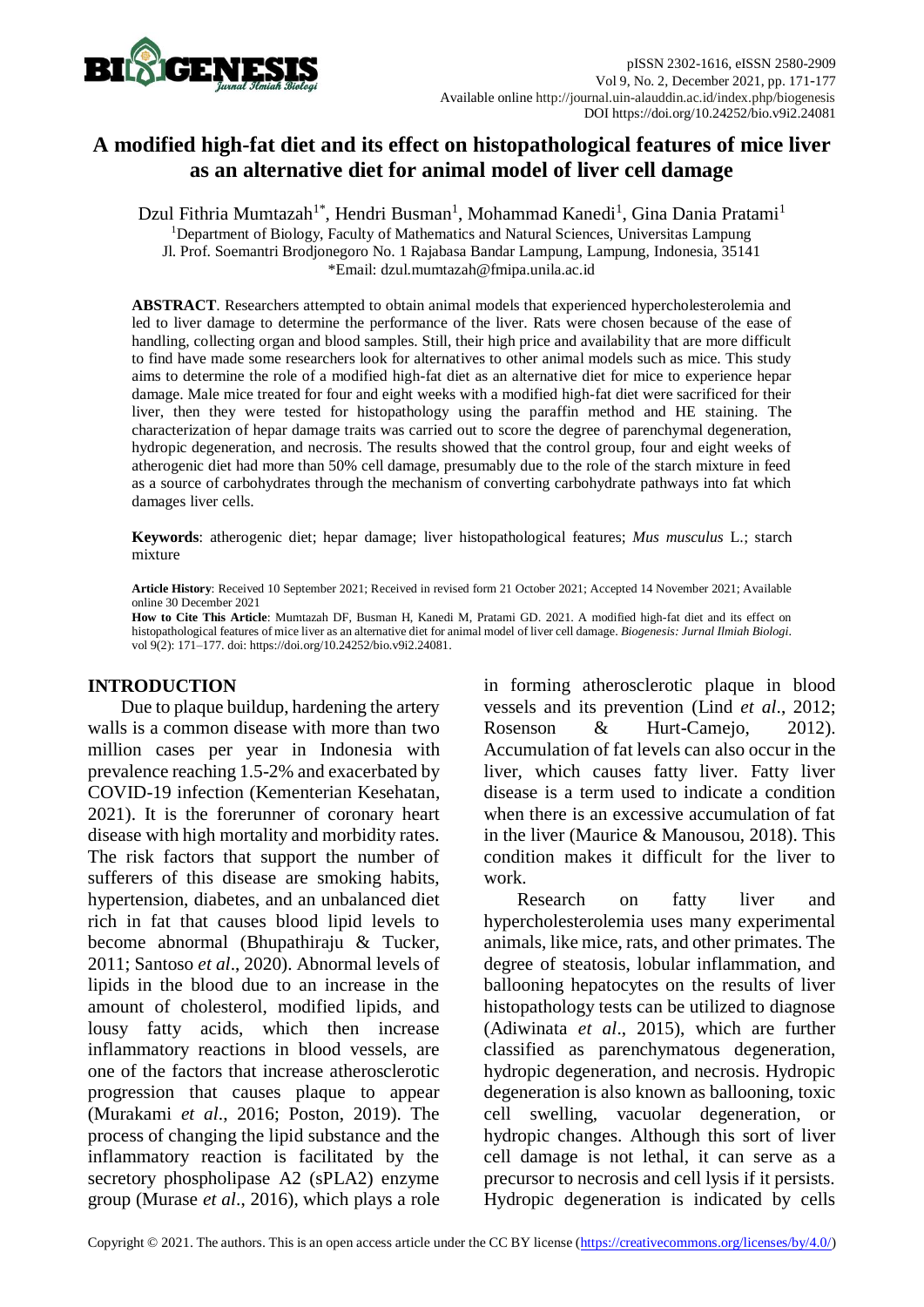# A modified high-fat diet and its effect on histopathological features of mice liver as an alternative diet for animal model of liver cell damage

Dzul Fithria Mumtazah[1*], Hendri Busman[1], Mohammad Kanedi[1], Gina Dania Pratami[1]

[1]Department of Biology, Faculty of Mathematics and Natural Sciences, Universitas Lampung
Jl. Prof. Soemantri Brodjonegoro No. 1 Rajabasa Bandar Lampung, Lampung, Indonesia, 35141
*Email: dzul.mumtazah@fmipa.unila.ac.id

**ABSTRACT**. Researchers attempted to obtain animal models that experienced hypercholesterolemia and led to liver damage to determine the performance of the liver. Rats were chosen because of the ease of handling, collecting organ and blood samples. Still, their high price and availability that are more difficult to find have made some researchers look for alternatives to other animal models such as mice. This study aims to determine the role of a modified high-fat diet as an alternative diet for mice to experience hepar damage. Male mice treated for four and eight weeks with a modified high-fat diet were sacrificed for their liver, then they were tested for histopathology using the paraffin method and HE staining. The characterization of hepar damage traits was carried out to score the degree of parenchymal degeneration, hydropic degeneration, and necrosis. The results showed that the control group, four and eight weeks of atherogenic diet had more than 50% cell damage, presumably due to the role of the starch mixture in feed as a source of carbohydrates through the mechanism of converting carbohydrate pathways into fat which damages liver cells.

**Keywords**: atherogenic diet; hepar damage; liver histopathological features; *Mus musculus* L.; starch mixture

**Article History**: Received 10 September 2021; Received in revised form 21 October 2021; Accepted 14 November 2021; Available online 30 December 2021

**How to Cite This Article**: Mumtazah DF, Busman H, Kanedi M, Pratami GD. 2021. A modified high-fat diet and its effect on histopathological features of mice liver as an alternative diet for animal model of liver cell damage. *Biogenesis: Jurnal Ilmiah Biologi*. vol 9(2): 171–177. doi: https://doi.org/10.24252/bio.v9i2.24081.

## INTRODUCTION

Due to plaque buildup, hardening the artery walls is a common disease with more than two million cases per year in Indonesia with prevalence reaching 1.5-2% and exacerbated by COVID-19 infection (Kementerian Kesehatan, 2021). It is the forerunner of coronary heart disease with high mortality and morbidity rates. The risk factors that support the number of sufferers of this disease are smoking habits, hypertension, diabetes, and an unbalanced diet rich in fat that causes blood lipid levels to become abnormal (Bhupathiraju & Tucker, 2011; Santoso *et al*., 2020). Abnormal levels of lipids in the blood due to an increase in the amount of cholesterol, modified lipids, and lousy fatty acids, which then increase inflammatory reactions in blood vessels, are one of the factors that increase atherosclerotic progression that causes plaque to appear (Murakami *et al*., 2016; Poston, 2019). The process of changing the lipid substance and the inflammatory reaction is facilitated by the secretory phospholipase A2 (sPLA2) enzyme group (Murase *et al*., 2016), which plays a role in forming atherosclerotic plaque in blood vessels and its prevention (Lind *et al*., 2012; Rosenson & Hurt-Camejo, 2012). Accumulation of fat levels can also occur in the liver, which causes fatty liver. Fatty liver disease is a term used to indicate a condition when there is an excessive accumulation of fat in the liver (Maurice & Manousou, 2018). This condition makes it difficult for the liver to work.

Research on fatty liver and hypercholesterolemia uses many experimental animals, like mice, rats, and other primates. The degree of steatosis, lobular inflammation, and ballooning hepatocytes on the results of liver histopathology tests can be utilized to diagnose (Adiwinata *et al*., 2015), which are further classified as parenchymatous degeneration, hydropic degeneration, and necrosis. Hydropic degeneration is also known as ballooning, toxic cell swelling, vacuolar degeneration, or hydropic changes. Although this sort of liver cell damage is not lethal, it can serve as a precursor to necrosis and cell lysis if it persists. Hydropic degeneration is indicated by cells

Copyright © 2021. The authors. This is an open access article under the CC BY license (https://creativecommons.org/licenses/by/4.0/)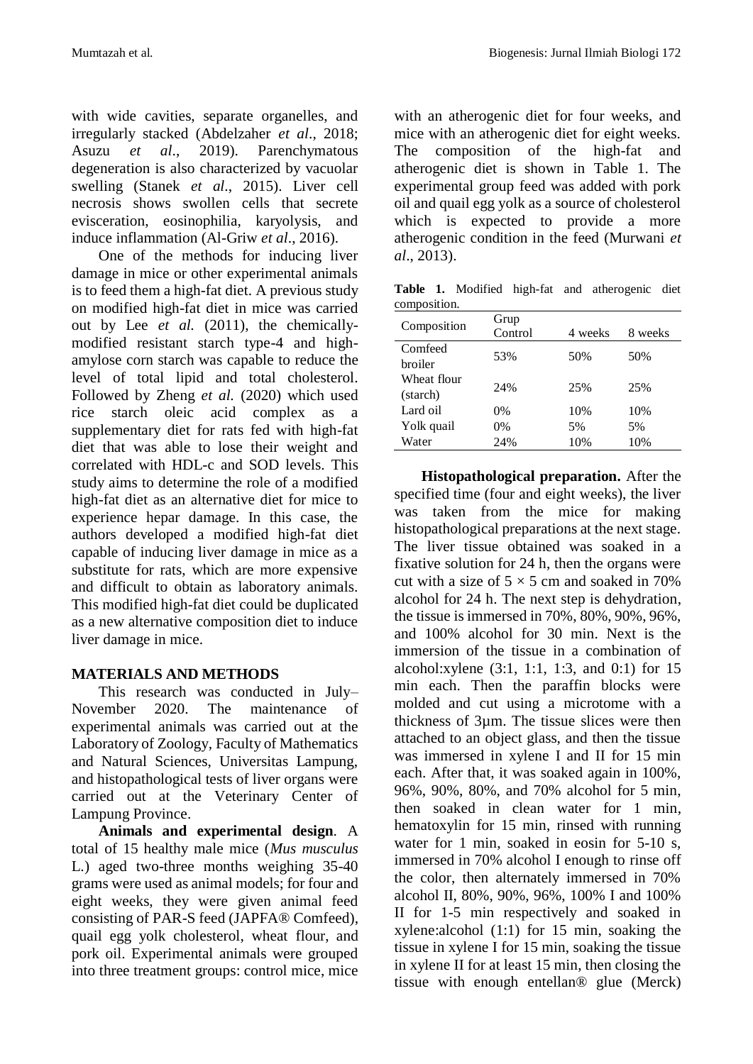with wide cavities, separate organelles, and irregularly stacked (Abdelzaher *et al*., 2018; Asuzu *et al*., 2019). Parenchymatous degeneration is also characterized by vacuolar swelling (Stanek *et al*., 2015). Liver cell necrosis shows swollen cells that secrete evisceration, eosinophilia, karyolysis, and induce inflammation (Al-Griw *et al*., 2016).

One of the methods for inducing liver damage in mice or other experimental animals is to feed them a high-fat diet. A previous study on modified high-fat diet in mice was carried out by Lee *et al.* (2011), the chemically-modified resistant starch type-4 and high-amylose corn starch was capable to reduce the level of total lipid and total cholesterol. Followed by Zheng *et al.* (2020) which used rice starch oleic acid complex as a supplementary diet for rats fed with high-fat diet that was able to lose their weight and correlated with HDL-c and SOD levels. This study aims to determine the role of a modified high-fat diet as an alternative diet for mice to experience hepar damage. In this case, the authors developed a modified high-fat diet capable of inducing liver damage in mice as a substitute for rats, which are more expensive and difficult to obtain as laboratory animals. This modified high-fat diet could be duplicated as a new alternative composition diet to induce liver damage in mice.

## MATERIALS AND METHODS

This research was conducted in July–November 2020. The maintenance of experimental animals was carried out at the Laboratory of Zoology, Faculty of Mathematics and Natural Sciences, Universitas Lampung, and histopathological tests of liver organs were carried out at the Veterinary Center of Lampung Province.

**Animals and experimental design**. A total of 15 healthy male mice (*Mus musculus* L.) aged two-three months weighing 35-40 grams were used as animal models; for four and eight weeks, they were given animal feed consisting of PAR-S feed (JAPFA® Comfeed), quail egg yolk cholesterol, wheat flour, and pork oil. Experimental animals were grouped into three treatment groups: control mice, mice with an atherogenic diet for four weeks, and mice with an atherogenic diet for eight weeks. The composition of the high-fat and atherogenic diet is shown in Table 1. The experimental group feed was added with pork oil and quail egg yolk as a source of cholesterol which is expected to provide a more atherogenic condition in the feed (Murwani *et al*., 2013).

**Table 1.** Modified high-fat and atherogenic diet composition.

| Composition | Grup Control | 4 weeks | 8 weeks |
|---|---|---|---|
| Comfeed broiler | 53% | 50% | 50% |
| Wheat flour (starch) | 24% | 25% | 25% |
| Lard oil | 0% | 10% | 10% |
| Yolk quail | 0% | 5% | 5% |
| Water | 24% | 10% | 10% |

**Histopathological preparation.** After the specified time (four and eight weeks), the liver was taken from the mice for making histopathological preparations at the next stage. The liver tissue obtained was soaked in a fixative solution for 24 h, then the organs were cut with a size of 5 × 5 cm and soaked in 70% alcohol for 24 h. The next step is dehydration, the tissue is immersed in 70%, 80%, 90%, 96%, and 100% alcohol for 30 min. Next is the immersion of the tissue in a combination of alcohol:xylene (3:1, 1:1, 1:3, and 0:1) for 15 min each. Then the paraffin blocks were molded and cut using a microtome with a thickness of 3µm. The tissue slices were then attached to an object glass, and then the tissue was immersed in xylene I and II for 15 min each. After that, it was soaked again in 100%, 96%, 90%, 80%, and 70% alcohol for 5 min, then soaked in clean water for 1 min, hematoxylin for 15 min, rinsed with running water for 1 min, soaked in eosin for 5-10 s, immersed in 70% alcohol I enough to rinse off the color, then alternately immersed in 70% alcohol II, 80%, 90%, 96%, 100% I and 100% II for 1-5 min respectively and soaked in xylene:alcohol (1:1) for 15 min, soaking the tissue in xylene I for 15 min, soaking the tissue in xylene II for at least 15 min, then closing the tissue with enough entellan® glue (Merck)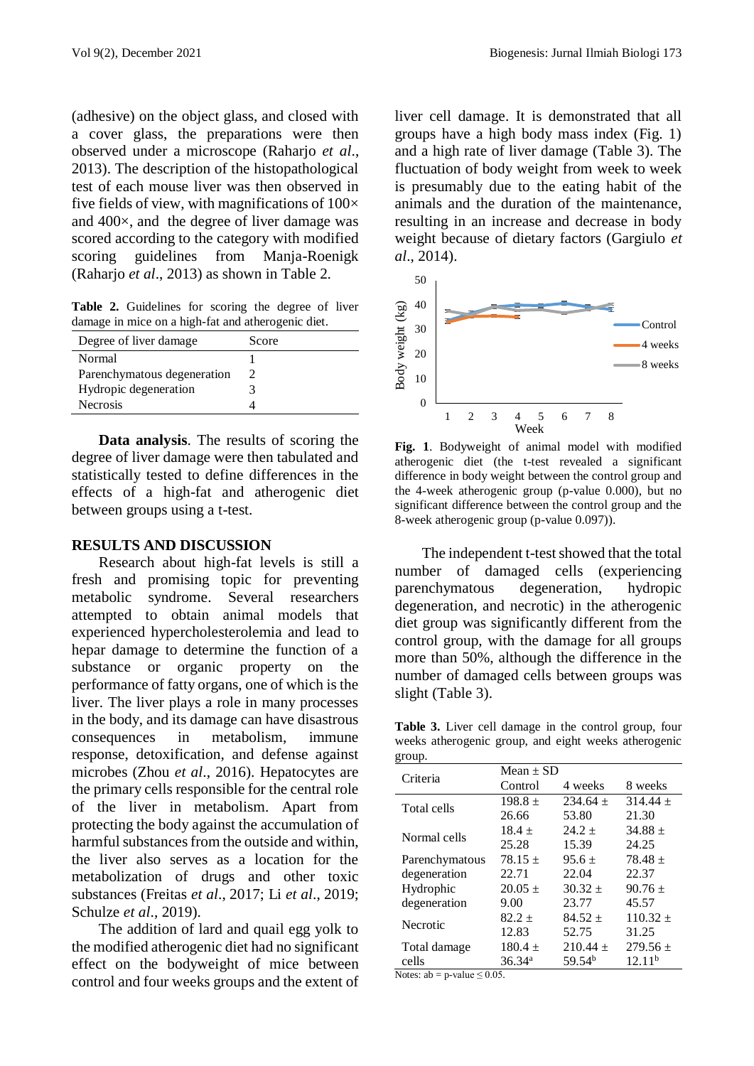(adhesive) on the object glass, and closed with a cover glass, the preparations were then observed under a microscope (Raharjo *et al*., 2013). The description of the histopathological test of each mouse liver was then observed in five fields of view, with magnifications of 100× and 400×, and the degree of liver damage was scored according to the category with modified scoring guidelines from Manja-Roenigk (Raharjo *et al*., 2013) as shown in Table 2.

**Table 2.** Guidelines for scoring the degree of liver damage in mice on a high-fat and atherogenic diet.

| Degree of liver damage | Score |
|---|---|
| Normal | 1 |
| Parenchymatous degeneration | 2 |
| Hydropic degeneration | 3 |
| Necrosis | 4 |

**Data analysis**. The results of scoring the degree of liver damage were then tabulated and statistically tested to define differences in the effects of a high-fat and atherogenic diet between groups using a t-test.

## RESULTS AND DISCUSSION

Research about high-fat levels is still a fresh and promising topic for preventing metabolic syndrome. Several researchers attempted to obtain animal models that experienced hypercholesterolemia and lead to hepar damage to determine the function of a substance or organic property on the performance of fatty organs, one of which is the liver. The liver plays a role in many processes in the body, and its damage can have disastrous consequences in metabolism, immune response, detoxification, and defense against microbes (Zhou *et al*., 2016). Hepatocytes are the primary cells responsible for the central role of the liver in metabolism. Apart from protecting the body against the accumulation of harmful substances from the outside and within, the liver also serves as a location for the metabolization of drugs and other toxic substances (Freitas *et al*., 2017; Li *et al*., 2019; Schulze *et al*., 2019).

The addition of lard and quail egg yolk to the modified atherogenic diet had no significant effect on the bodyweight of mice between control and four weeks groups and the extent of liver cell damage. It is demonstrated that all groups have a high body mass index (Fig. 1) and a high rate of liver damage (Table 3). The fluctuation of body weight from week to week is presumably due to the eating habit of the animals and the duration of the maintenance, resulting in an increase and decrease in body weight because of dietary factors (Gargiulo *et al*., 2014).

**Fig. 1**. Bodyweight of animal model with modified atherogenic diet (the t-test revealed a significant difference in body weight between the control group and the 4-week atherogenic group (p-value 0.000), but no significant difference between the control group and the 8-week atherogenic group (p-value 0.097)).

The independent t-test showed that the total number of damaged cells (experiencing parenchymatous degeneration, hydropic degeneration, and necrotic) in the atherogenic diet group was significantly different from the control group, with the damage for all groups more than 50%, although the difference in the number of damaged cells between groups was slight (Table 3).

**Table 3.** Liver cell damage in the control group, four weeks atherogenic group, and eight weeks atherogenic group.

| Criteria | Mean ± SD | | |
|---|---|---|---|
| | Control | 4 weeks | 8 weeks |
| Total cells | 198.8 ± 26.66 | 234.64 ± 53.80 | 314.44 ± 21.30 |
| Normal cells | 18.4 ± 25.28 | 24.2 ± 15.39 | 34.88 ± 24.25 |
| Parenchymatous degeneration | 78.15 ± 22.71 | 95.6 ± 22.04 | 78.48 ± 22.37 |
| Hydrophic degeneration | 20.05 ± 9.00 | 30.32 ± 23.77 | 90.76 ± 45.57 |
| Necrotic | 82.2 ± 12.83 | 84.52 ± 52.75 | 110.32 ± 31.25 |
| Total damage cells | 180.4 ± 36.34[a] | 210.44 ± 59.54[b] | 279.56 ± 12.11[b] |

Notes: ab = p-value ≤ 0.05.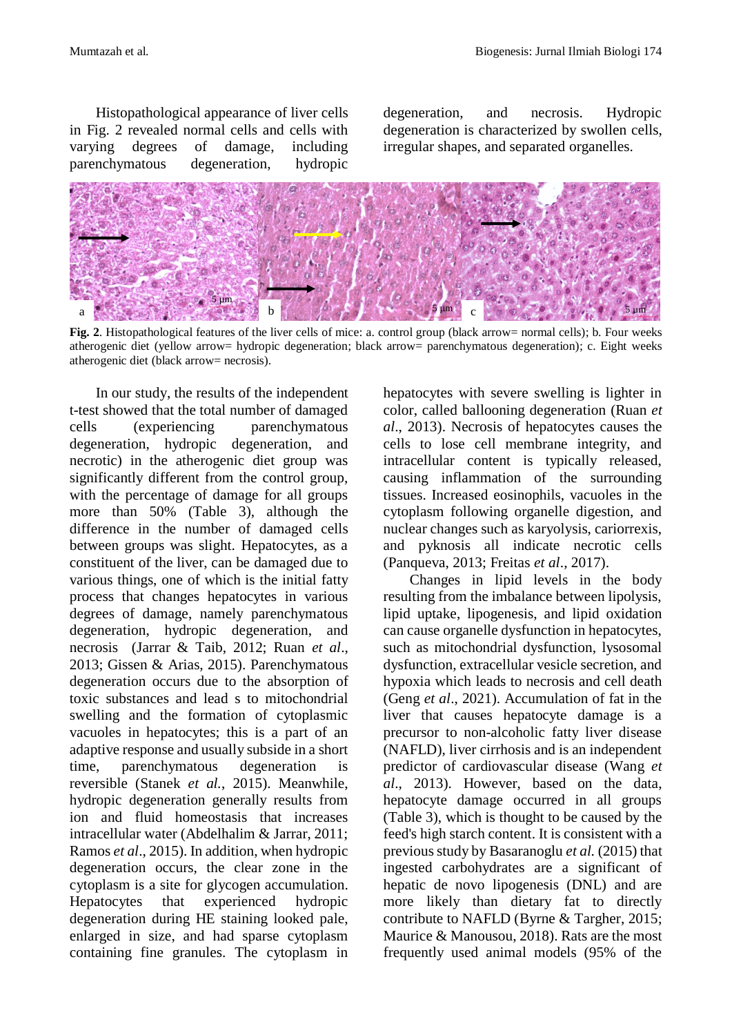Histopathological appearance of liver cells in Fig. 2 revealed normal cells and cells with varying degrees of damage, including parenchymatous degeneration, hydropic degeneration, and necrosis. Hydropic degeneration is characterized by swollen cells, irregular shapes, and separated organelles.

**Fig. 2**. Histopathological features of the liver cells of mice: a. control group (black arrow= normal cells); b. Four weeks atherogenic diet (yellow arrow= hydropic degeneration; black arrow= parenchymatous degeneration); c. Eight weeks atherogenic diet (black arrow= necrosis).

In our study, the results of the independent t-test showed that the total number of damaged cells (experiencing parenchymatous degeneration, hydropic degeneration, and necrotic) in the atherogenic diet group was significantly different from the control group, with the percentage of damage for all groups more than 50% (Table 3), although the difference in the number of damaged cells between groups was slight. Hepatocytes, as a constituent of the liver, can be damaged due to various things, one of which is the initial fatty process that changes hepatocytes in various degrees of damage, namely parenchymatous degeneration, hydropic degeneration, and necrosis (Jarrar & Taib, 2012; Ruan *et al*., 2013; Gissen & Arias, 2015). Parenchymatous degeneration occurs due to the absorption of toxic substances and lead s to mitochondrial swelling and the formation of cytoplasmic vacuoles in hepatocytes; this is a part of an adaptive response and usually subside in a short time, parenchymatous degeneration is reversible (Stanek *et al.*, 2015). Meanwhile, hydropic degeneration generally results from ion and fluid homeostasis that increases intracellular water (Abdelhalim & Jarrar, 2011; Ramos *et al*., 2015). In addition, when hydropic degeneration occurs, the clear zone in the cytoplasm is a site for glycogen accumulation. Hepatocytes that experienced hydropic degeneration during HE staining looked pale, enlarged in size, and had sparse cytoplasm containing fine granules. The cytoplasm in hepatocytes with severe swelling is lighter in color, called ballooning degeneration (Ruan *et al*., 2013). Necrosis of hepatocytes causes the cells to lose cell membrane integrity, and intracellular content is typically released, causing inflammation of the surrounding tissues. Increased eosinophils, vacuoles in the cytoplasm following organelle digestion, and nuclear changes such as karyolysis, cariorrexis, and pyknosis all indicate necrotic cells (Panqueva, 2013; Freitas *et al*., 2017).

Changes in lipid levels in the body resulting from the imbalance between lipolysis, lipid uptake, lipogenesis, and lipid oxidation can cause organelle dysfunction in hepatocytes, such as mitochondrial dysfunction, lysosomal dysfunction, extracellular vesicle secretion, and hypoxia which leads to necrosis and cell death (Geng *et al*., 2021). Accumulation of fat in the liver that causes hepatocyte damage is a precursor to non-alcoholic fatty liver disease (NAFLD), liver cirrhosis and is an independent predictor of cardiovascular disease (Wang *et al*., 2013). However, based on the data, hepatocyte damage occurred in all groups (Table 3), which is thought to be caused by the feed's high starch content. It is consistent with a previous study by Basaranoglu *et al.* (2015) that ingested carbohydrates are a significant of hepatic de novo lipogenesis (DNL) and are more likely than dietary fat to directly contribute to NAFLD (Byrne & Targher, 2015; Maurice & Manousou, 2018). Rats are the most frequently used animal models (95% of the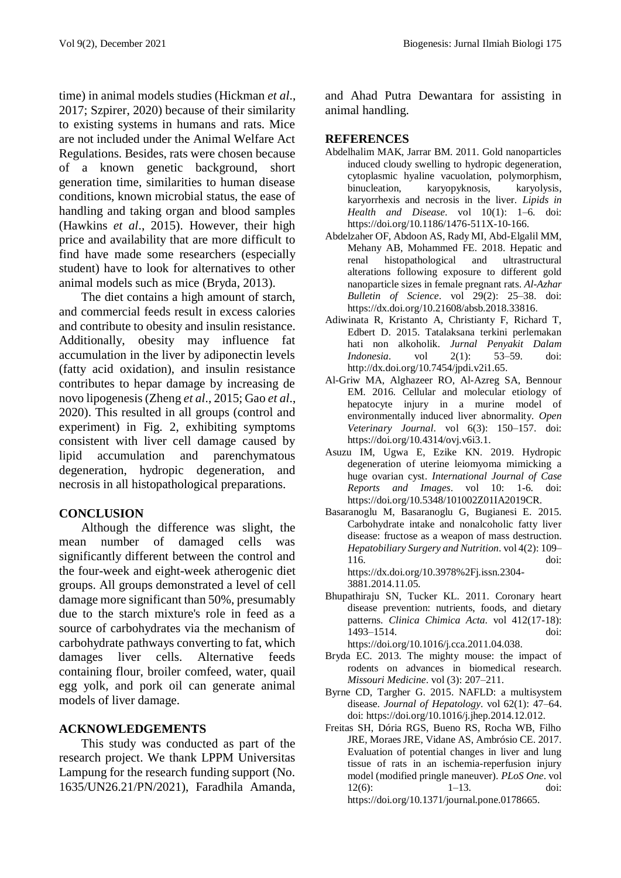time) in animal models studies (Hickman *et al*., 2017; Szpirer, 2020) because of their similarity to existing systems in humans and rats. Mice are not included under the Animal Welfare Act Regulations. Besides, rats were chosen because of a known genetic background, short generation time, similarities to human disease conditions, known microbial status, the ease of handling and taking organ and blood samples (Hawkins *et al*., 2015). However, their high price and availability that are more difficult to find have made some researchers (especially student) have to look for alternatives to other animal models such as mice (Bryda, 2013).

The diet contains a high amount of starch, and commercial feeds result in excess calories and contribute to obesity and insulin resistance. Additionally, obesity may influence fat accumulation in the liver by adiponectin levels (fatty acid oxidation), and insulin resistance contributes to hepar damage by increasing de novo lipogenesis (Zheng *et al*., 2015; Gao *et al*., 2020). This resulted in all groups (control and experiment) in Fig. 2, exhibiting symptoms consistent with liver cell damage caused by lipid accumulation and parenchymatous degeneration, hydropic degeneration, and necrosis in all histopathological preparations.

## CONCLUSION

Although the difference was slight, the mean number of damaged cells was significantly different between the control and the four-week and eight-week atherogenic diet groups. All groups demonstrated a level of cell damage more significant than 50%, presumably due to the starch mixture's role in feed as a source of carbohydrates via the mechanism of carbohydrate pathways converting to fat, which damages liver cells. Alternative feeds containing flour, broiler comfeed, water, quail egg yolk, and pork oil can generate animal models of liver damage.

## ACKNOWLEDGEMENTS

This study was conducted as part of the research project. We thank LPPM Universitas Lampung for the research funding support (No. 1635/UN26.21/PN/2021), Faradhila Amanda, and Ahad Putra Dewantara for assisting in animal handling.

## REFERENCES

Abdelhalim MAK, Jarrar BM. 2011. Gold nanoparticles induced cloudy swelling to hydropic degeneration, cytoplasmic hyaline vacuolation, polymorphism, binucleation, karyopyknosis, karyolysis, karyorrhexis and necrosis in the liver. *Lipids in Health and Disease*. vol 10(1): 1–6. doi: https://doi.org/10.1186/1476-511X-10-166.

Abdelzaher OF, Abdoon AS, Rady MI, Abd-Elgalil MM, Mehany AB, Mohammed FE. 2018. Hepatic and renal histopathological and ultrastructural alterations following exposure to different gold nanoparticle sizes in female pregnant rats. *Al-Azhar Bulletin of Science*. vol 29(2): 25–38. doi: https://dx.doi.org/10.21608/absb.2018.33816.

Adiwinata R, Kristanto A, Christianty F, Richard T, Edbert D. 2015. Tatalaksana terkini perlemakan hati non alkoholik. *Jurnal Penyakit Dalam Indonesia*. vol 2(1): 53–59. doi: http://dx.doi.org/10.7454/jpdi.v2i1.65.

Al-Griw MA, Alghazeer RO, Al-Azreg SA, Bennour EM. 2016. Cellular and molecular etiology of hepatocyte injury in a murine model of environmentally induced liver abnormality. *Open Veterinary Journal*. vol 6(3): 150–157. doi: https://doi.org/10.4314/ovj.v6i3.1.

Asuzu IM, Ugwa E, Ezike KN. 2019. Hydropic degeneration of uterine leiomyoma mimicking a huge ovarian cyst. *International Journal of Case Reports and Images*. vol 10: 1-6. doi: https://doi.org/10.5348/101002Z01IA2019CR.

Basaranoglu M, Basaranoglu G, Bugianesi E. 2015. Carbohydrate intake and nonalcoholic fatty liver disease: fructose as a weapon of mass destruction. *Hepatobiliary Surgery and Nutrition*. vol 4(2): 109–116. doi: https://dx.doi.org/10.3978%2Fj.issn.2304-3881.2014.11.05.

Bhupathiraju SN, Tucker KL. 2011. Coronary heart disease prevention: nutrients, foods, and dietary patterns. *Clinica Chimica Acta*. vol 412(17-18): 1493–1514. doi: https://doi.org/10.1016/j.cca.2011.04.038.

Bryda EC. 2013. The mighty mouse: the impact of rodents on advances in biomedical research. *Missouri Medicine*. vol (3): 207–211.

Byrne CD, Targher G. 2015. NAFLD: a multisystem disease. *Journal of Hepatology*. vol 62(1): 47–64. doi: https://doi.org/10.1016/j.jhep.2014.12.012.

Freitas SH, Dória RGS, Bueno RS, Rocha WB, Filho JRE, Moraes JRE, Vidane AS, Ambrósio CE. 2017. Evaluation of potential changes in liver and lung tissue of rats in an ischemia-reperfusion injury model (modified pringle maneuver). *PLoS One*. vol 12(6): 1–13. doi: https://doi.org/10.1371/journal.pone.0178665.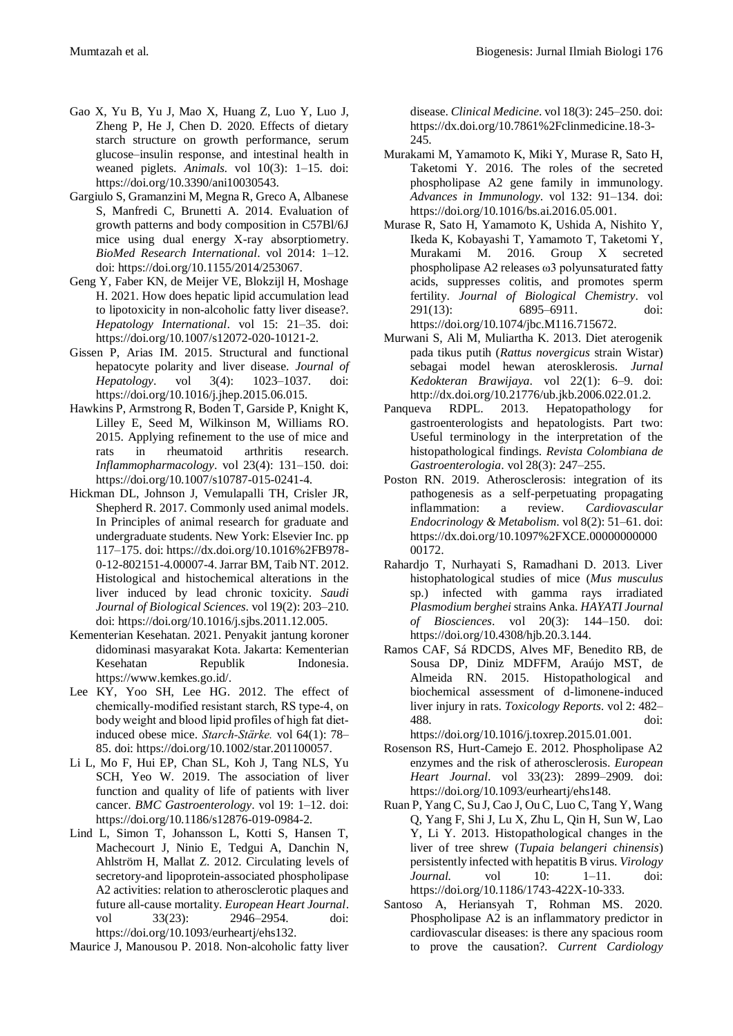Gao X, Yu B, Yu J, Mao X, Huang Z, Luo Y, Luo J, Zheng P, He J, Chen D. 2020. Effects of dietary starch structure on growth performance, serum glucose–insulin response, and intestinal health in weaned piglets. *Animals*. vol 10(3): 1–15. doi: https://doi.org/10.3390/ani10030543.

Gargiulo S, Gramanzini M, Megna R, Greco A, Albanese S, Manfredi C, Brunetti A. 2014. Evaluation of growth patterns and body composition in C57Bl/6J mice using dual energy X-ray absorptiometry. *BioMed Research International*. vol 2014: 1–12. doi: https://doi.org/10.1155/2014/253067.

Geng Y, Faber KN, de Meijer VE, Blokzijl H, Moshage H. 2021. How does hepatic lipid accumulation lead to lipotoxicity in non-alcoholic fatty liver disease?. *Hepatology International*. vol 15: 21–35. doi: https://doi.org/10.1007/s12072-020-10121-2.

Gissen P, Arias IM. 2015. Structural and functional hepatocyte polarity and liver disease. *Journal of Hepatology*. vol 3(4): 1023–1037. doi: https://doi.org/10.1016/j.jhep.2015.06.015.

Hawkins P, Armstrong R, Boden T, Garside P, Knight K, Lilley E, Seed M, Wilkinson M, Williams RO. 2015. Applying refinement to the use of mice and rats in rheumatoid arthritis research. *Inflammopharmacology*. vol 23(4): 131–150. doi: https://doi.org/10.1007/s10787-015-0241-4.

Hickman DL, Johnson J, Vemulapalli TH, Crisler JR, Shepherd R. 2017. Commonly used animal models. In Principles of animal research for graduate and undergraduate students. New York: Elsevier Inc. pp 117–175. doi: https://dx.doi.org/10.1016%2FB978-0-12-802151-4.00007-4. Jarrar BM, Taib NT. 2012. Histological and histochemical alterations in the liver induced by lead chronic toxicity. *Saudi Journal of Biological Sciences*. vol 19(2): 203–210. doi: https://doi.org/10.1016/j.sjbs.2011.12.005.

Kementerian Kesehatan. 2021. Penyakit jantung koroner didominasi masyarakat Kota. Jakarta: Kementerian Kesehatan Republik Indonesia. https://www.kemkes.go.id/.

Lee KY, Yoo SH, Lee HG. 2012. The effect of chemically-modified resistant starch, RS type-4, on body weight and blood lipid profiles of high fat diet-induced obese mice. *Starch-Stärke.* vol 64(1): 78–85. doi: https://doi.org/10.1002/star.201100057.

Li L, Mo F, Hui EP, Chan SL, Koh J, Tang NLS, Yu SCH, Yeo W. 2019. The association of liver function and quality of life of patients with liver cancer. *BMC Gastroenterology*. vol 19: 1–12. doi: https://doi.org/10.1186/s12876-019-0984-2.

Lind L, Simon T, Johansson L, Kotti S, Hansen T, Machecourt J, Ninio E, Tedgui A, Danchin N, Ahlström H, Mallat Z. 2012. Circulating levels of secretory-and lipoprotein-associated phospholipase A2 activities: relation to atherosclerotic plaques and future all-cause mortality. *European Heart Journal*. vol 33(23): 2946–2954. doi: https://doi.org/10.1093/eurheartj/ehs132.

Maurice J, Manousou P. 2018. Non-alcoholic fatty liver disease. *Clinical Medicine*. vol 18(3): 245–250. doi: https://dx.doi.org/10.7861%2Fclinmedicine.18-3-245.

Murakami M, Yamamoto K, Miki Y, Murase R, Sato H, Taketomi Y. 2016. The roles of the secreted phospholipase A2 gene family in immunology. *Advances in Immunology*. vol 132: 91–134. doi: https://doi.org/10.1016/bs.ai.2016.05.001.

Murase R, Sato H, Yamamoto K, Ushida A, Nishito Y, Ikeda K, Kobayashi T, Yamamoto T, Taketomi Y, Murakami M. 2016. Group X secreted phospholipase A2 releases ω3 polyunsaturated fatty acids, suppresses colitis, and promotes sperm fertility. *Journal of Biological Chemistry*. vol 291(13): 6895–6911. doi: https://doi.org/10.1074/jbc.M116.715672.

Murwani S, Ali M, Muliartha K. 2013. Diet aterogenik pada tikus putih (*Rattus novergicus* strain Wistar) sebagai model hewan aterosklerosis. *Jurnal Kedokteran Brawijaya*. vol 22(1): 6–9. doi: http://dx.doi.org/10.21776/ub.jkb.2006.022.01.2.

Panqueva RDPL. 2013. Hepatopathology for gastroenterologists and hepatologists. Part two: Useful terminology in the interpretation of the histopathological findings. *Revista Colombiana de Gastroenterologia*. vol 28(3): 247–255.

Poston RN. 2019. Atherosclerosis: integration of its pathogenesis as a self-perpetuating propagating inflammation: a review. *Cardiovascular Endocrinology & Metabolism*. vol 8(2): 51–61. doi: https://dx.doi.org/10.1097%2FXCE.0000000000000172.

Rahardjo T, Nurhayati S, Ramadhani D. 2013. Liver histophatological studies of mice (*Mus musculus* sp.) infected with gamma rays irradiated *Plasmodium berghei* strains Anka. *HAYATI Journal of Biosciences*. vol 20(3): 144–150. doi: https://doi.org/10.4308/hjb.20.3.144.

Ramos CAF, Sá RDCDS, Alves MF, Benedito RB, de Sousa DP, Diniz MDFFM, Araújo MST, de Almeida RN. 2015. Histopathological and biochemical assessment of d-limonene-induced liver injury in rats. *Toxicology Reports*. vol 2: 482–488. doi: https://doi.org/10.1016/j.toxrep.2015.01.001.

Rosenson RS, Hurt-Camejo E. 2012. Phospholipase A2 enzymes and the risk of atherosclerosis. *European Heart Journal*. vol 33(23): 2899–2909. doi: https://doi.org/10.1093/eurheartj/ehs148.

Ruan P, Yang C, Su J, Cao J, Ou C, Luo C, Tang Y, Wang Q, Yang F, Shi J, Lu X, Zhu L, Qin H, Sun W, Lao Y, Li Y. 2013. Histopathological changes in the liver of tree shrew (*Tupaia belangeri chinensis*) persistently infected with hepatitis B virus. *Virology Journal*. vol 10: 1–11. doi: https://doi.org/10.1186/1743-422X-10-333.

Santoso A, Heriansyah T, Rohman MS. 2020. Phospholipase A2 is an inflammatory predictor in cardiovascular diseases: is there any spacious room to prove the causation?. *Current Cardiology*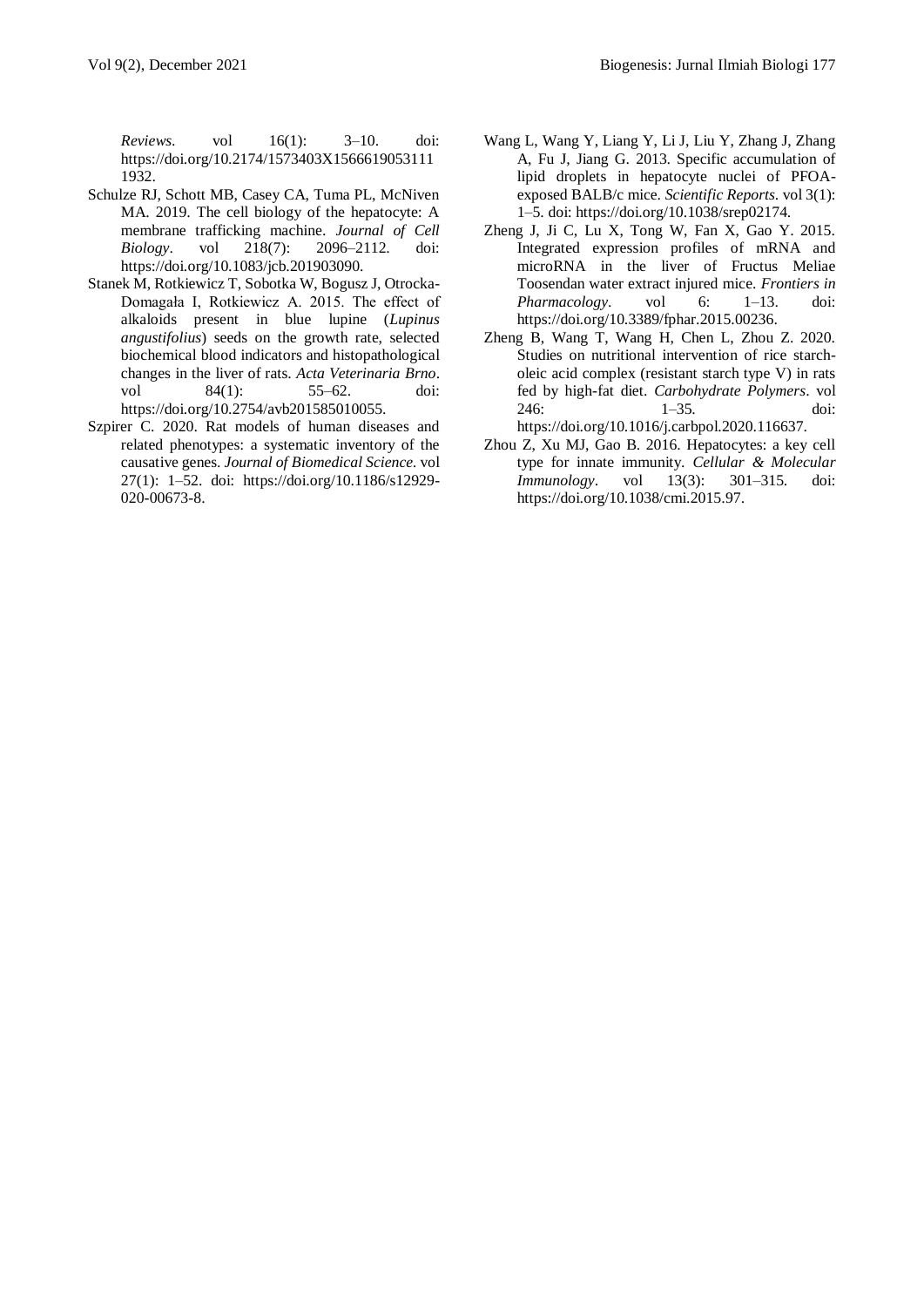*Reviews*. vol 16(1): 3–10. doi: https://doi.org/10.2174/1573403X15666190531111932.

Schulze RJ, Schott MB, Casey CA, Tuma PL, McNiven MA. 2019. The cell biology of the hepatocyte: A membrane trafficking machine. *Journal of Cell Biology*. vol 218(7): 2096–2112. doi: https://doi.org/10.1083/jcb.201903090.

Stanek M, Rotkiewicz T, Sobotka W, Bogusz J, Otrocka-Domagała I, Rotkiewicz A. 2015. The effect of alkaloids present in blue lupine (*Lupinus angustifolius*) seeds on the growth rate, selected biochemical blood indicators and histopathological changes in the liver of rats. *Acta Veterinaria Brno*. vol 84(1): 55–62. doi: https://doi.org/10.2754/avb201585010055.

Szpirer C. 2020. Rat models of human diseases and related phenotypes: a systematic inventory of the causative genes. *Journal of Biomedical Science*. vol 27(1): 1–52. doi: https://doi.org/10.1186/s12929-020-00673-8.

Wang L, Wang Y, Liang Y, Li J, Liu Y, Zhang J, Zhang A, Fu J, Jiang G. 2013. Specific accumulation of lipid droplets in hepatocyte nuclei of PFOA-exposed BALB/c mice. *Scientific Reports*. vol 3(1): 1–5. doi: https://doi.org/10.1038/srep02174.

Zheng J, Ji C, Lu X, Tong W, Fan X, Gao Y. 2015. Integrated expression profiles of mRNA and microRNA in the liver of Fructus Meliae Toosendan water extract injured mice. *Frontiers in Pharmacology*. vol 6: 1–13. doi: https://doi.org/10.3389/fphar.2015.00236.

Zheng B, Wang T, Wang H, Chen L, Zhou Z. 2020. Studies on nutritional intervention of rice starch-oleic acid complex (resistant starch type V) in rats fed by high-fat diet. *Carbohydrate Polymers*. vol 246: 1–35. doi: https://doi.org/10.1016/j.carbpol.2020.116637.

Zhou Z, Xu MJ, Gao B. 2016. Hepatocytes: a key cell type for innate immunity. *Cellular & Molecular Immunology*. vol 13(3): 301–315. doi: https://doi.org/10.1038/cmi.2015.97.